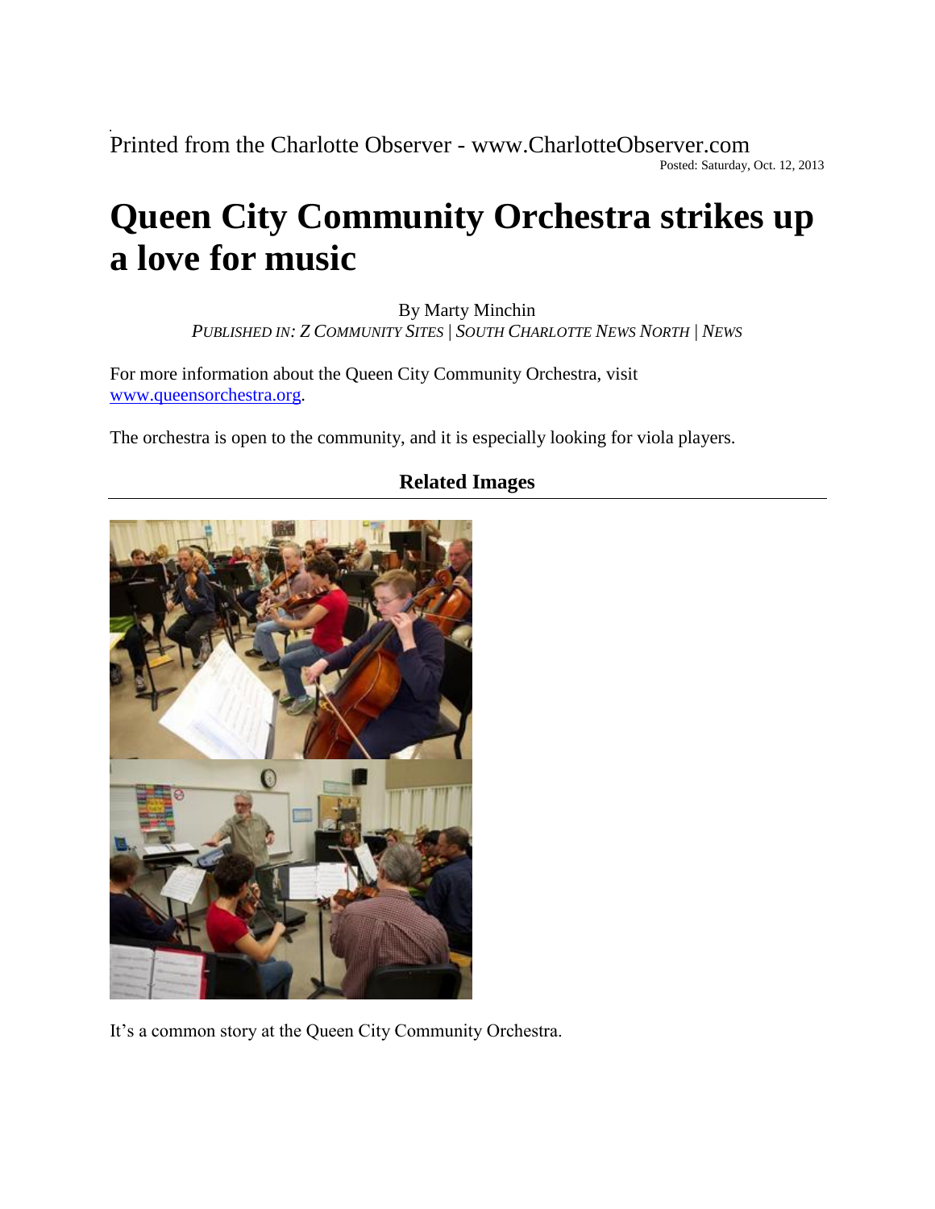Printed from the Charlotte Observer - www.CharlotteObserver.com

Posted: Saturday, Oct. 12, 2013

# Queen City Community Orchestra strikes up a love for music

By Marty Minchin

*PUBLISHED IN: Z COMMUNITY SITES | SOUTH CHARLOTTE NEWS NORTH | NEWS*

For more information about the Queen City Community Orchestra, visit [www.queensorchestra.org](www.queensorchestra.org).

The orchestra is open to the community, and it is especially looking for viola players.

## Related Images

It's a common story at the Queen City Community Orchestra.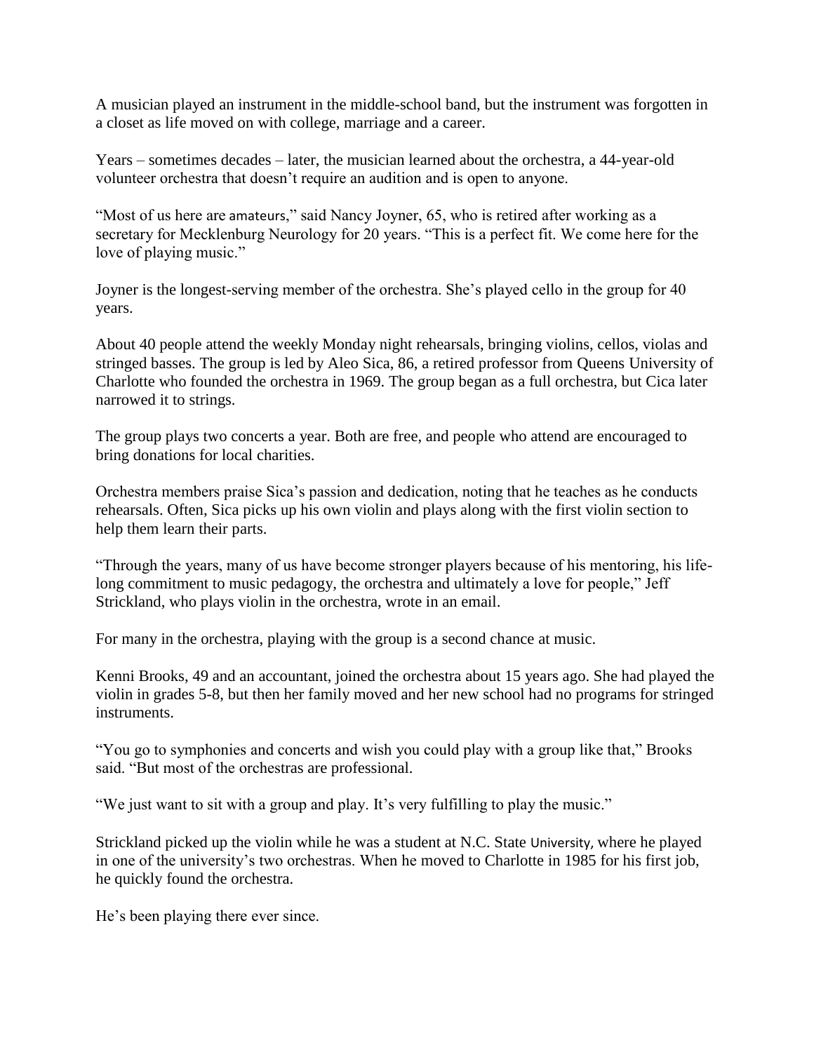A musician played an instrument in the middle-school band, but the instrument was forgotten in a closet as life moved on with college, marriage and a career.

Years – sometimes decades – later, the musician learned about the orchestra, a 44-year-old volunteer orchestra that doesn't require an audition and is open to anyone.

"Most of us here are amateurs," said Nancy Joyner, 65, who is retired after working as a secretary for Mecklenburg Neurology for 20 years. "This is a perfect fit. We come here for the love of playing music."

Joyner is the longest-serving member of the orchestra. She's played cello in the group for 40 years.

About 40 people attend the weekly Monday night rehearsals, bringing violins, cellos, violas and stringed basses. The group is led by Aleo Sica, 86, a retired professor from Queens University of Charlotte who founded the orchestra in 1969. The group began as a full orchestra, but Cica later narrowed it to strings.

The group plays two concerts a year. Both are free, and people who attend are encouraged to bring donations for local charities.

Orchestra members praise Sica's passion and dedication, noting that he teaches as he conducts rehearsals. Often, Sica picks up his own violin and plays along with the first violin section to help them learn their parts.

"Through the years, many of us have become stronger players because of his mentoring, his life-long commitment to music pedagogy, the orchestra and ultimately a love for people," Jeff Strickland, who plays violin in the orchestra, wrote in an email.

For many in the orchestra, playing with the group is a second chance at music.

Kenni Brooks, 49 and an accountant, joined the orchestra about 15 years ago. She had played the violin in grades 5-8, but then her family moved and her new school had no programs for stringed instruments.

"You go to symphonies and concerts and wish you could play with a group like that," Brooks said. "But most of the orchestras are professional.

"We just want to sit with a group and play. It's very fulfilling to play the music."

Strickland picked up the violin while he was a student at N.C. State University, where he played in one of the university's two orchestras. When he moved to Charlotte in 1985 for his first job, he quickly found the orchestra.

He's been playing there ever since.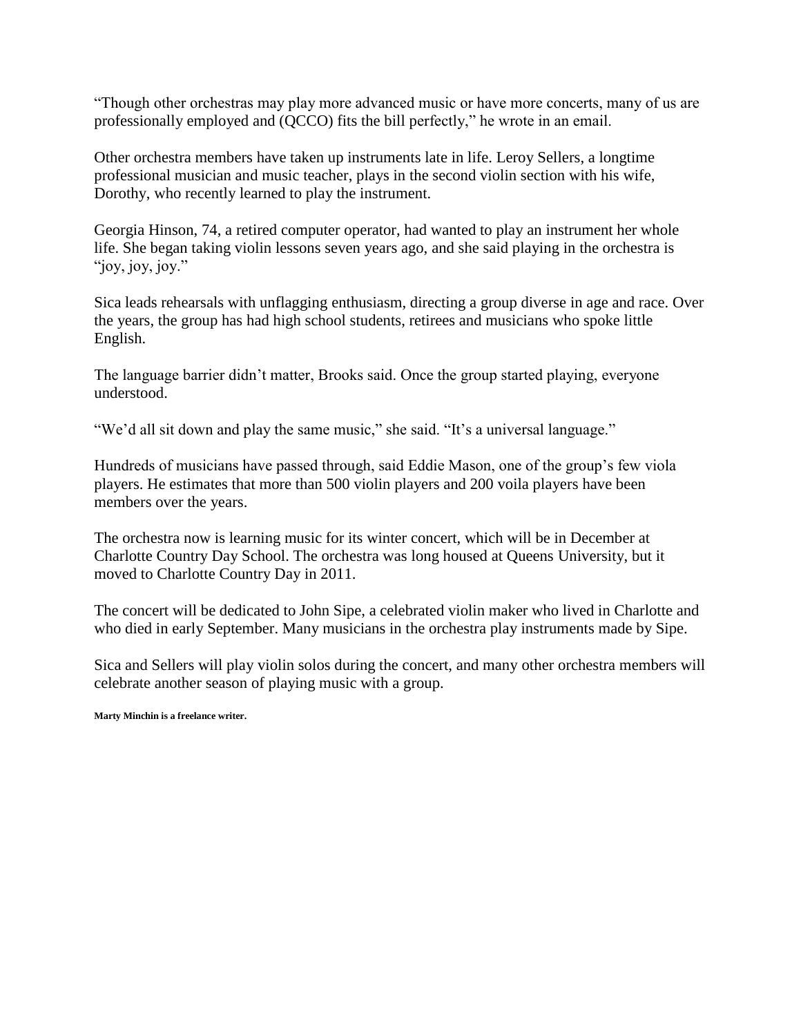"Though other orchestras may play more advanced music or have more concerts, many of us are professionally employed and (QCCO) fits the bill perfectly," he wrote in an email.

Other orchestra members have taken up instruments late in life. Leroy Sellers, a longtime professional musician and music teacher, plays in the second violin section with his wife, Dorothy, who recently learned to play the instrument.

Georgia Hinson, 74, a retired computer operator, had wanted to play an instrument her whole life. She began taking violin lessons seven years ago, and she said playing in the orchestra is "joy, joy, joy."

Sica leads rehearsals with unflagging enthusiasm, directing a group diverse in age and race. Over the years, the group has had high school students, retirees and musicians who spoke little English.

The language barrier didn't matter, Brooks said. Once the group started playing, everyone understood.

"We'd all sit down and play the same music," she said. "It's a universal language."

Hundreds of musicians have passed through, said Eddie Mason, one of the group's few viola players. He estimates that more than 500 violin players and 200 voila players have been members over the years.

The orchestra now is learning music for its winter concert, which will be in December at Charlotte Country Day School. The orchestra was long housed at Queens University, but it moved to Charlotte Country Day in 2011.

The concert will be dedicated to John Sipe, a celebrated violin maker who lived in Charlotte and who died in early September. Many musicians in the orchestra play instruments made by Sipe.

Sica and Sellers will play violin solos during the concert, and many other orchestra members will celebrate another season of playing music with a group.

**Marty Minchin is a freelance writer.**